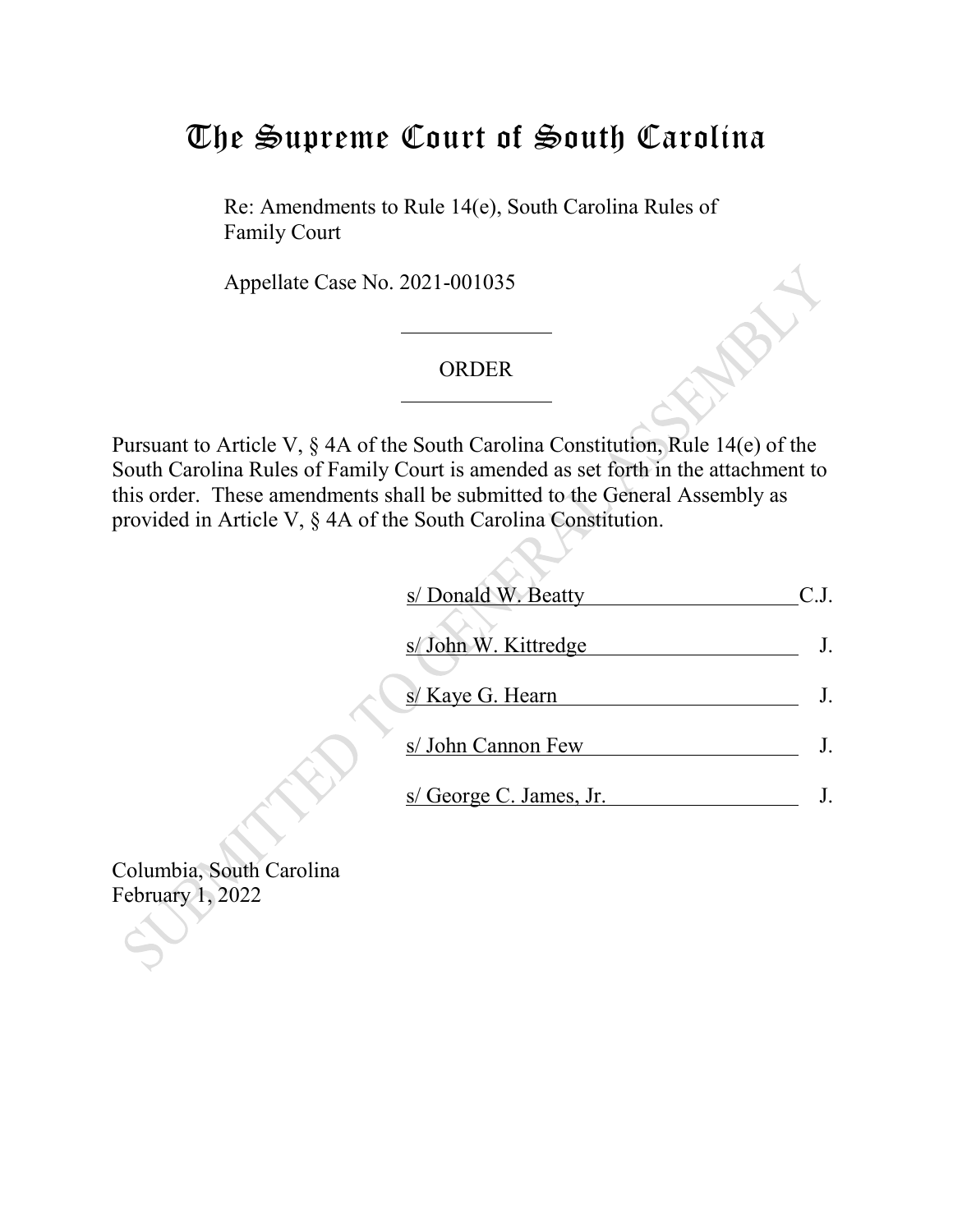# The Supreme Court of South Carolina

Re: Amendments to Rule 14(e), South Carolina Rules of Family Court

Appellate Case No. 2021-001035

ORDER

Pursuant to Article V, § 4A of the South Carolina Constitution, Rule 14(e) of the South Carolina Rules of Family Court is amended as set forth in the attachment to this order. These amendments shall be submitted to the General Assembly as provided in Article V, § 4A of the South Carolina Constitution.

s/ Donald W. Beatty C.J.

s/ John W. Kittredge J.

s/ Kaye G. Hearn J.

s/ John Cannon Few J.

s/ George C. James, Jr. J.

Columbia, South Carolina
February 1, 2022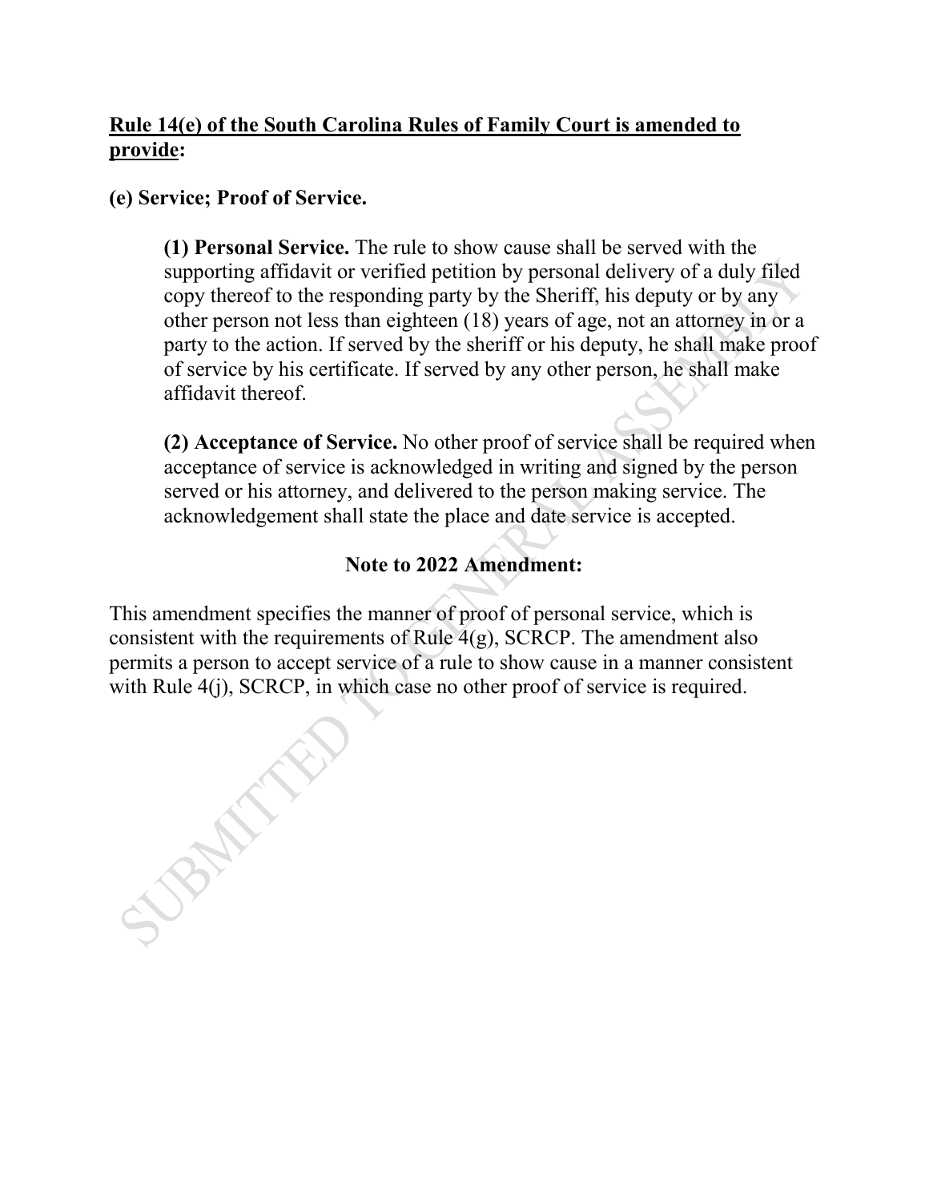**Rule 14(e) of the South Carolina Rules of Family Court is amended to provide:**

**(e) Service; Proof of Service.**

**(1) Personal Service.** The rule to show cause shall be served with the supporting affidavit or verified petition by personal delivery of a duly filed copy thereof to the responding party by the Sheriff, his deputy or by any other person not less than eighteen (18) years of age, not an attorney in or a party to the action. If served by the sheriff or his deputy, he shall make proof of service by his certificate. If served by any other person, he shall make affidavit thereof.

**(2) Acceptance of Service.** No other proof of service shall be required when acceptance of service is acknowledged in writing and signed by the person served or his attorney, and delivered to the person making service. The acknowledgement shall state the place and date service is accepted.

**Note to 2022 Amendment:**

This amendment specifies the manner of proof of personal service, which is consistent with the requirements of Rule 4(g), SCRCP. The amendment also permits a person to accept service of a rule to show cause in a manner consistent with Rule 4(j), SCRCP, in which case no other proof of service is required.